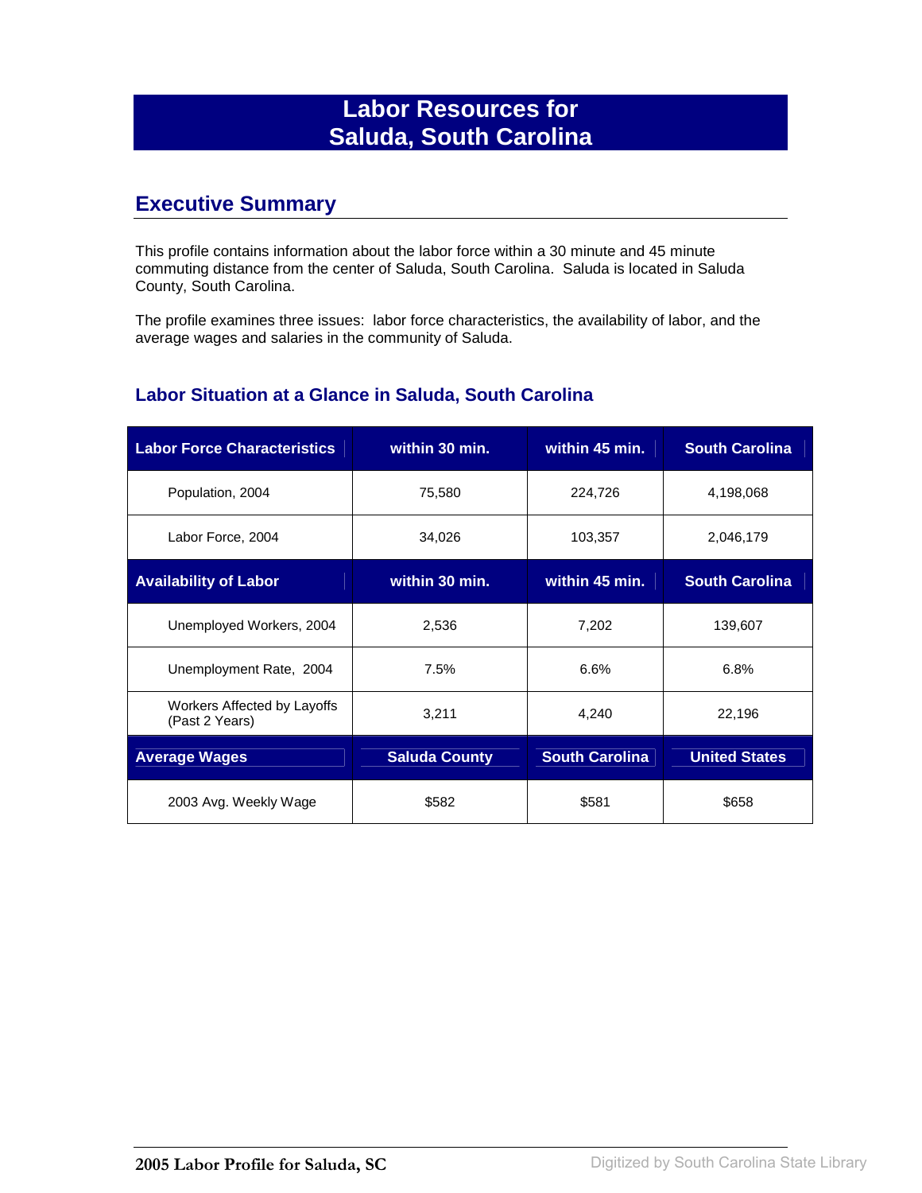# Labor Resources for Saluda, South Carolina

## Executive Summary

This profile contains information about the labor force within a 30 minute and 45 minute commuting distance from the center of Saluda, South Carolina. Saluda is located in Saluda County, South Carolina.

The profile examines three issues: labor force characteristics, the availability of labor, and the average wages and salaries in the community of Saluda.

### Labor Situation at a Glance in Saluda, South Carolina

| Labor Force Characteristics | within 30 min. | within 45 min. | South Carolina |
|---|---|---|---|
| Population, 2004 | 75,580 | 224,726 | 4,198,068 |
| Labor Force, 2004 | 34,026 | 103,357 | 2,046,179 |
| **Availability of Labor** | **within 30 min.** | **within 45 min.** | **South Carolina** |
| Unemployed Workers, 2004 | 2,536 | 7,202 | 139,607 |
| Unemployment Rate, 2004 | 7.5% | 6.6% | 6.8% |
| Workers Affected by Layoffs (Past 2 Years) | 3,211 | 4,240 | 22,196 |
| **Average Wages** | **Saluda County** | **South Carolina** | **United States** |
| 2003 Avg. Weekly Wage | $582 | $581 | $658 |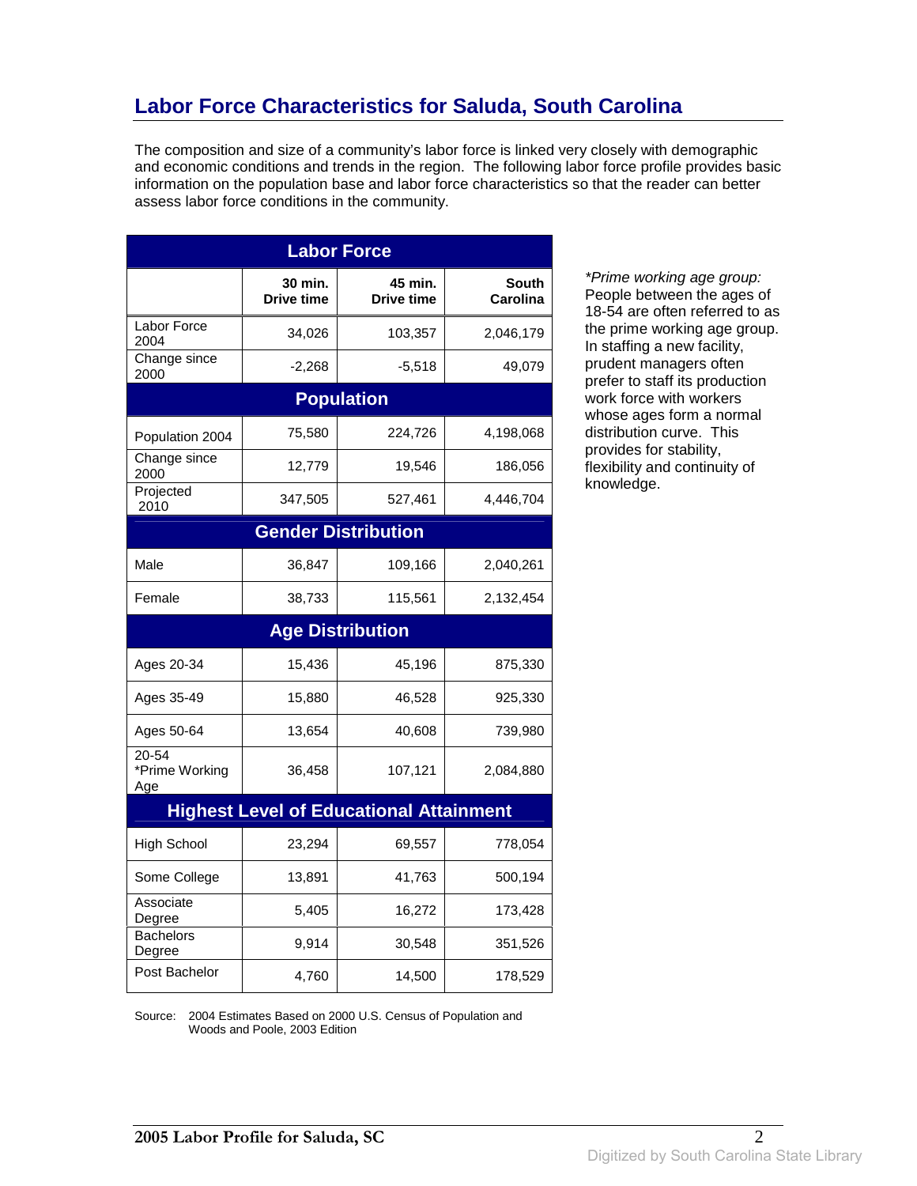## Labor Force Characteristics for Saluda, South Carolina

The composition and size of a community's labor force is linked very closely with demographic and economic conditions and trends in the region. The following labor force profile provides basic information on the population base and labor force characteristics so that the reader can better assess labor force conditions in the community.

| | 30 min. Drive time | 45 min. Drive time | South Carolina |
|---|---|---|---|
| **Labor Force** | | | |
| Labor Force 2004 | 34,026 | 103,357 | 2,046,179 |
| Change since 2000 | -2,268 | -5,518 | 49,079 |
| **Population** | | | |
| Population 2004 | 75,580 | 224,726 | 4,198,068 |
| Change since 2000 | 12,779 | 19,546 | 186,056 |
| Projected 2010 | 347,505 | 527,461 | 4,446,704 |
| **Gender Distribution** | | | |
| Male | 36,847 | 109,166 | 2,040,261 |
| Female | 38,733 | 115,561 | 2,132,454 |
| **Age Distribution** | | | |
| Ages 20-34 | 15,436 | 45,196 | 875,330 |
| Ages 35-49 | 15,880 | 46,528 | 925,330 |
| Ages 50-64 | 13,654 | 40,608 | 739,980 |
| 20-54 *Prime Working Age | 36,458 | 107,121 | 2,084,880 |
| **Highest Level of Educational Attainment** | | | |
| High School | 23,294 | 69,557 | 778,054 |
| Some College | 13,891 | 41,763 | 500,194 |
| Associate Degree | 5,405 | 16,272 | 173,428 |
| Bachelors Degree | 9,914 | 30,548 | 351,526 |
| Post Bachelor | 4,760 | 14,500 | 178,529 |

Source: 2004 Estimates Based on 2000 U.S. Census of Population and Woods and Poole, 2003 Edition

*\*Prime working age group:* People between the ages of 18-54 are often referred to as the prime working age group. In staffing a new facility, prudent managers often prefer to staff its production work force with workers whose ages form a normal distribution curve. This provides for stability, flexibility and continuity of knowledge.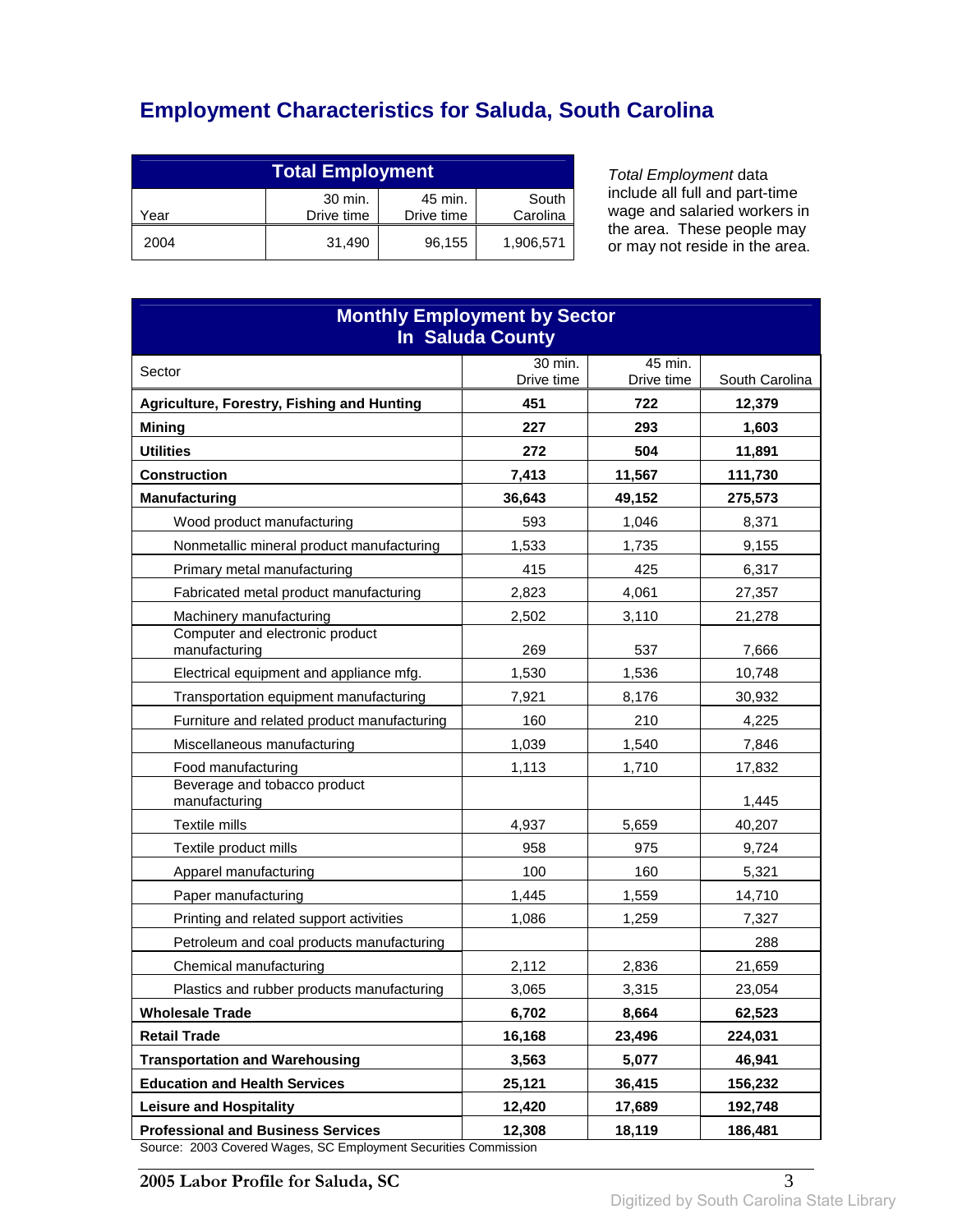# Employment Characteristics for Saluda, South Carolina

| Total Employment | | | |
|---|---|---|---|
| Year | 30 min. Drive time | 45 min. Drive time | South Carolina |
| 2004 | 31,490 | 96,155 | 1,906,571 |

*Total Employment* data include all full and part-time wage and salaried workers in the area. These people may or may not reside in the area.

| Monthly Employment by Sector In Saluda County | | | |
|---|---|---|---|
| Sector | 30 min. Drive time | 45 min. Drive time | South Carolina |
| **Agriculture, Forestry, Fishing and Hunting** | **451** | **722** | **12,379** |
| **Mining** | **227** | **293** | **1,603** |
| **Utilities** | **272** | **504** | **11,891** |
| **Construction** | **7,413** | **11,567** | **111,730** |
| **Manufacturing** | **36,643** | **49,152** | **275,573** |
| Wood product manufacturing | 593 | 1,046 | 8,371 |
| Nonmetallic mineral product manufacturing | 1,533 | 1,735 | 9,155 |
| Primary metal manufacturing | 415 | 425 | 6,317 |
| Fabricated metal product manufacturing | 2,823 | 4,061 | 27,357 |
| Machinery manufacturing | 2,502 | 3,110 | 21,278 |
| Computer and electronic product manufacturing | 269 | 537 | 7,666 |
| Electrical equipment and appliance mfg. | 1,530 | 1,536 | 10,748 |
| Transportation equipment manufacturing | 7,921 | 8,176 | 30,932 |
| Furniture and related product manufacturing | 160 | 210 | 4,225 |
| Miscellaneous manufacturing | 1,039 | 1,540 | 7,846 |
| Food manufacturing | 1,113 | 1,710 | 17,832 |
| Beverage and tobacco product manufacturing | | | 1,445 |
| Textile mills | 4,937 | 5,659 | 40,207 |
| Textile product mills | 958 | 975 | 9,724 |
| Apparel manufacturing | 100 | 160 | 5,321 |
| Paper manufacturing | 1,445 | 1,559 | 14,710 |
| Printing and related support activities | 1,086 | 1,259 | 7,327 |
| Petroleum and coal products manufacturing | | | 288 |
| Chemical manufacturing | 2,112 | 2,836 | 21,659 |
| Plastics and rubber products manufacturing | 3,065 | 3,315 | 23,054 |
| **Wholesale Trade** | **6,702** | **8,664** | **62,523** |
| **Retail Trade** | **16,168** | **23,496** | **224,031** |
| **Transportation and Warehousing** | **3,563** | **5,077** | **46,941** |
| **Education and Health Services** | **25,121** | **36,415** | **156,232** |
| **Leisure and Hospitality** | **12,420** | **17,689** | **192,748** |
| **Professional and Business Services** | **12,308** | **18,119** | **186,481** |

Source: 2003 Covered Wages, SC Employment Securities Commission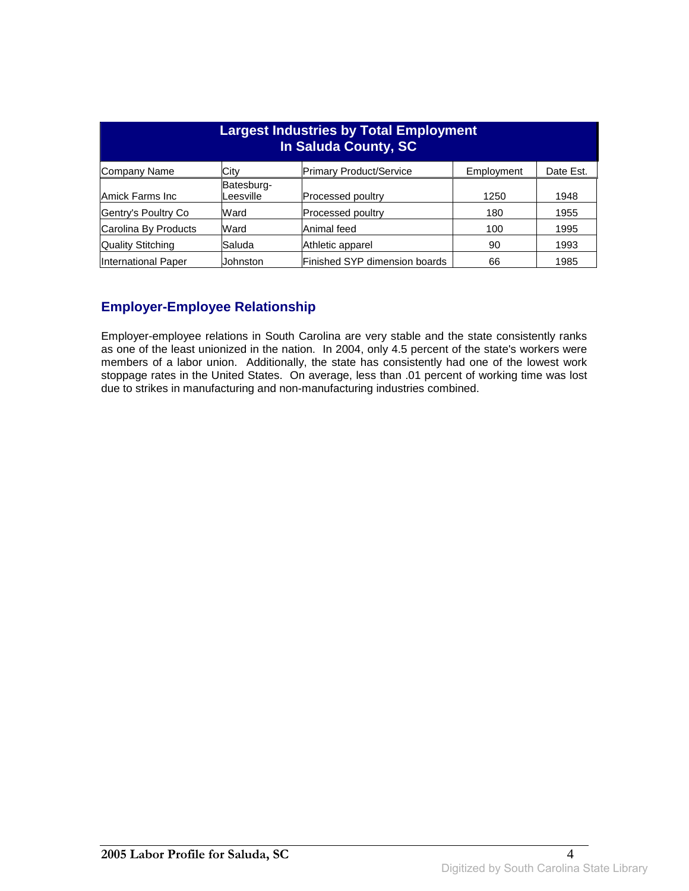| Largest Industries by Total Employment In Saluda County, SC | | | | |
|---|---|---|---|---|
| Company Name | City | Primary Product/Service | Employment | Date Est. |
| Amick Farms Inc | Batesburg-Leesville | Processed poultry | 1250 | 1948 |
| Gentry's Poultry Co | Ward | Processed poultry | 180 | 1955 |
| Carolina By Products | Ward | Animal feed | 100 | 1995 |
| Quality Stitching | Saluda | Athletic apparel | 90 | 1993 |
| International Paper | Johnston | Finished SYP dimension boards | 66 | 1985 |

## Employer-Employee Relationship

Employer-employee relations in South Carolina are very stable and the state consistently ranks as one of the least unionized in the nation. In 2004, only 4.5 percent of the state's workers were members of a labor union. Additionally, the state has consistently had one of the lowest work stoppage rates in the United States. On average, less than .01 percent of working time was lost due to strikes in manufacturing and non-manufacturing industries combined.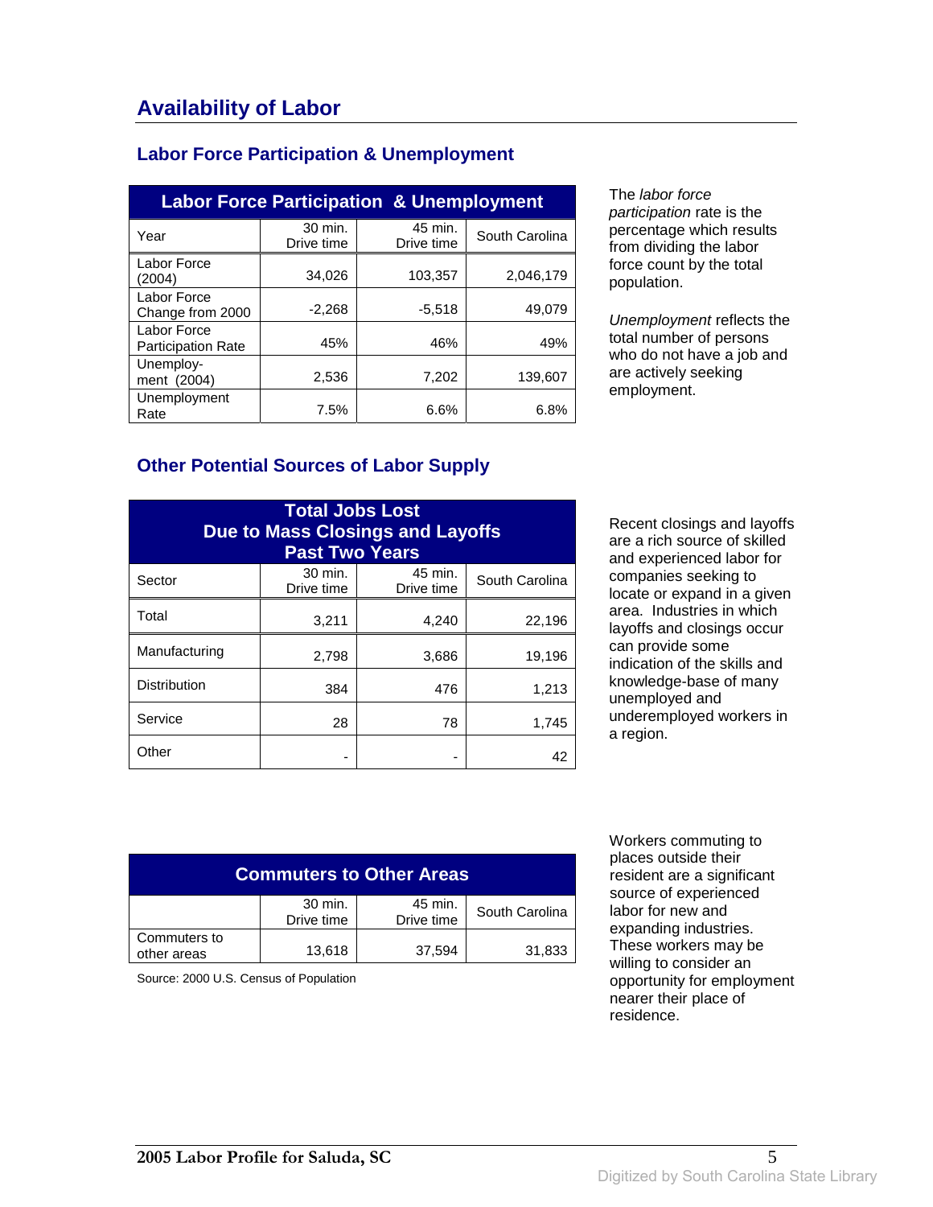# Availability of Labor

## Labor Force Participation & Unemployment

| Labor Force Participation & Unemployment | | | |
|---|---|---|---|
| Year | 30 min. Drive time | 45 min. Drive time | South Carolina |
| Labor Force (2004) | 34,026 | 103,357 | 2,046,179 |
| Labor Force Change from 2000 | -2,268 | -5,518 | 49,079 |
| Labor Force Participation Rate | 45% | 46% | 49% |
| Unemploy-ment (2004) | 2,536 | 7,202 | 139,607 |
| Unemployment Rate | 7.5% | 6.6% | 6.8% |

The *labor force participation* rate is the percentage which results from dividing the labor force count by the total population.

*Unemployment* reflects the total number of persons who do not have a job and are actively seeking employment.

## Other Potential Sources of Labor Supply

| Total Jobs Lost Due to Mass Closings and Layoffs Past Two Years | | | |
|---|---|---|---|
| Sector | 30 min. Drive time | 45 min. Drive time | South Carolina |
| Total | 3,211 | 4,240 | 22,196 |
| Manufacturing | 2,798 | 3,686 | 19,196 |
| Distribution | 384 | 476 | 1,213 |
| Service | 28 | 78 | 1,745 |
| Other | - | - | 42 |

Recent closings and layoffs are a rich source of skilled and experienced labor for companies seeking to locate or expand in a given area. Industries in which layoffs and closings occur can provide some indication of the skills and knowledge-base of many unemployed and underemployed workers in a region.

| Commuters to Other Areas | | | |
|---|---|---|---|
| | 30 min. Drive time | 45 min. Drive time | South Carolina |
| Commuters to other areas | 13,618 | 37,594 | 31,833 |

Source: 2000 U.S. Census of Population

Workers commuting to places outside their resident are a significant source of experienced labor for new and expanding industries. These workers may be willing to consider an opportunity for employment nearer their place of residence.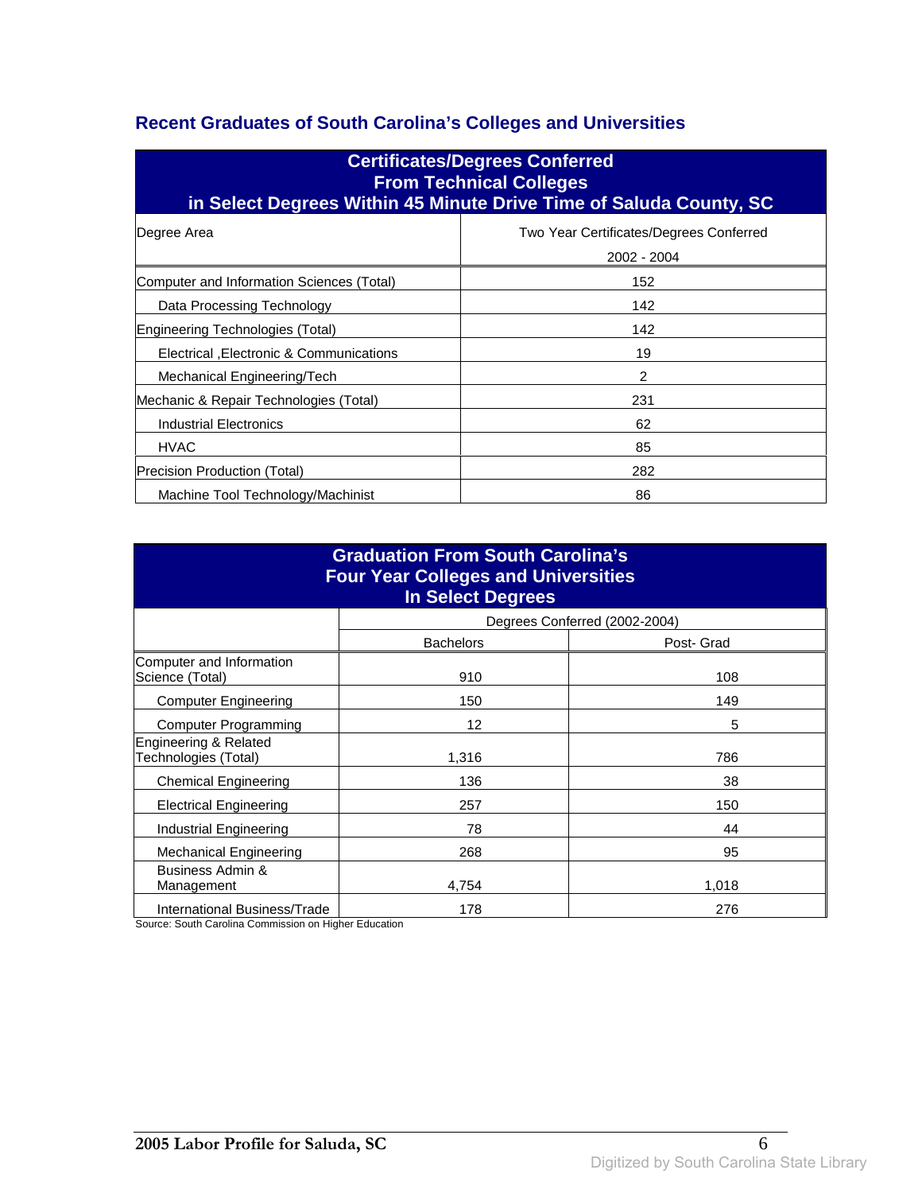## Recent Graduates of South Carolina's Colleges and Universities

| Certificates/Degrees Conferred From Technical Colleges in Select Degrees Within 45 Minute Drive Time of Saluda County, SC | |
|---|---|
| Degree Area | Two Year Certificates/Degrees Conferred 2002 - 2004 |
| Computer and Information Sciences (Total) | 152 |
| Data Processing Technology | 142 |
| Engineering Technologies (Total) | 142 |
| Electrical ,Electronic & Communications | 19 |
| Mechanical Engineering/Tech | 2 |
| Mechanic & Repair Technologies (Total) | 231 |
| Industrial Electronics | 62 |
| HVAC | 85 |
| Precision Production (Total) | 282 |
| Machine Tool Technology/Machinist | 86 |

| Graduation From South Carolina's Four Year Colleges and Universities In Select Degrees | | |
|---|---|---|
| | Degrees Conferred (2002-2004) | |
| | Bachelors | Post- Grad |
| Computer and Information Science (Total) | 910 | 108 |
| Computer Engineering | 150 | 149 |
| Computer Programming | 12 | 5 |
| Engineering & Related Technologies (Total) | 1,316 | 786 |
| Chemical Engineering | 136 | 38 |
| Electrical Engineering | 257 | 150 |
| Industrial Engineering | 78 | 44 |
| Mechanical Engineering | 268 | 95 |
| Business Admin & Management | 4,754 | 1,018 |
| International Business/Trade | 178 | 276 |

Source: South Carolina Commission on Higher Education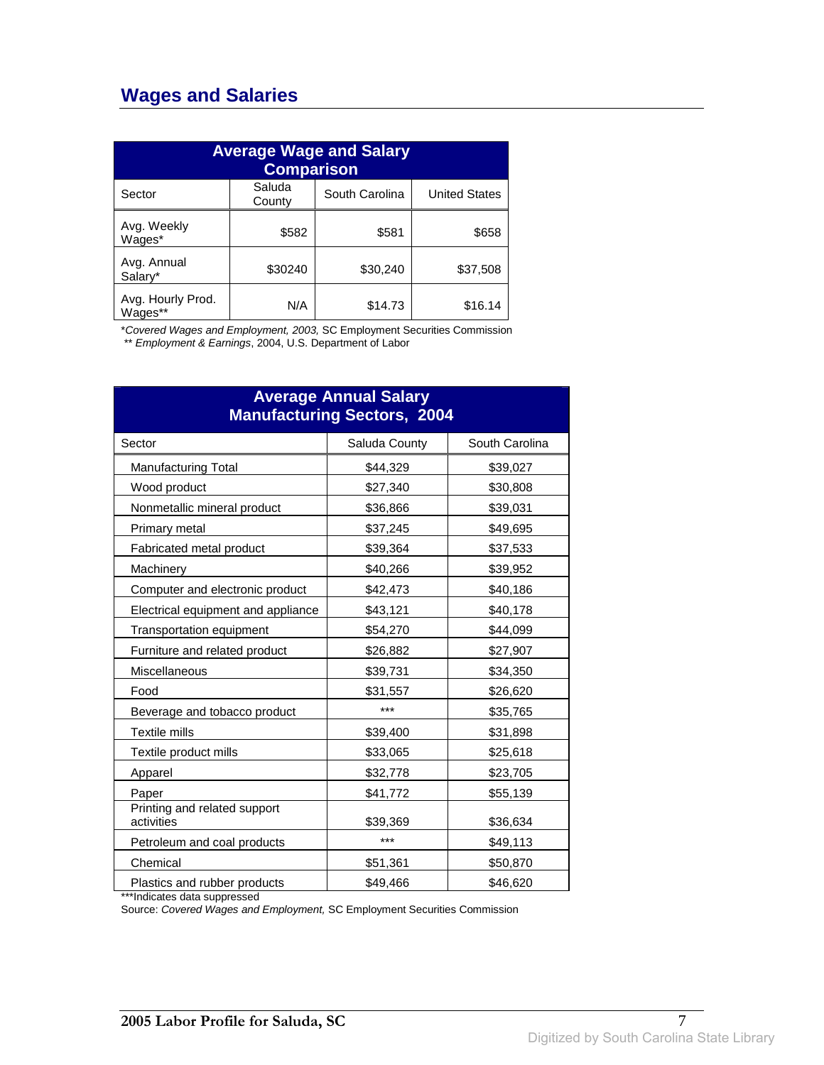## Wages and Salaries

| Average Wage and Salary Comparison | | | |
|---|---|---|---|
| Sector | Saluda County | South Carolina | United States |
| Avg. Weekly Wages* | $582 | $581 | $658 |
| Avg. Annual Salary* | $30240 | $30,240 | $37,508 |
| Avg. Hourly Prod. Wages** | N/A | $14.73 | $16.14 |

*_Covered Wages and Employment, 2003,_ SC Employment Securities Commission
** _Employment & Earnings_, 2004, U.S. Department of Labor

| Average Annual Salary Manufacturing Sectors, 2004 | | |
|---|---|---|
| Sector | Saluda County | South Carolina |
| Manufacturing Total | $44,329 | $39,027 |
| Wood product | $27,340 | $30,808 |
| Nonmetallic mineral product | $36,866 | $39,031 |
| Primary metal | $37,245 | $49,695 |
| Fabricated metal product | $39,364 | $37,533 |
| Machinery | $40,266 | $39,952 |
| Computer and electronic product | $42,473 | $40,186 |
| Electrical equipment and appliance | $43,121 | $40,178 |
| Transportation equipment | $54,270 | $44,099 |
| Furniture and related product | $26,882 | $27,907 |
| Miscellaneous | $39,731 | $34,350 |
| Food | $31,557 | $26,620 |
| Beverage and tobacco product | *** | $35,765 |
| Textile mills | $39,400 | $31,898 |
| Textile product mills | $33,065 | $25,618 |
| Apparel | $32,778 | $23,705 |
| Paper | $41,772 | $55,139 |
| Printing and related support activities | $39,369 | $36,634 |
| Petroleum and coal products | *** | $49,113 |
| Chemical | $51,361 | $50,870 |
| Plastics and rubber products | $49,466 | $46,620 |

***Indicates data suppressed
Source: _Covered Wages and Employment,_ SC Employment Securities Commission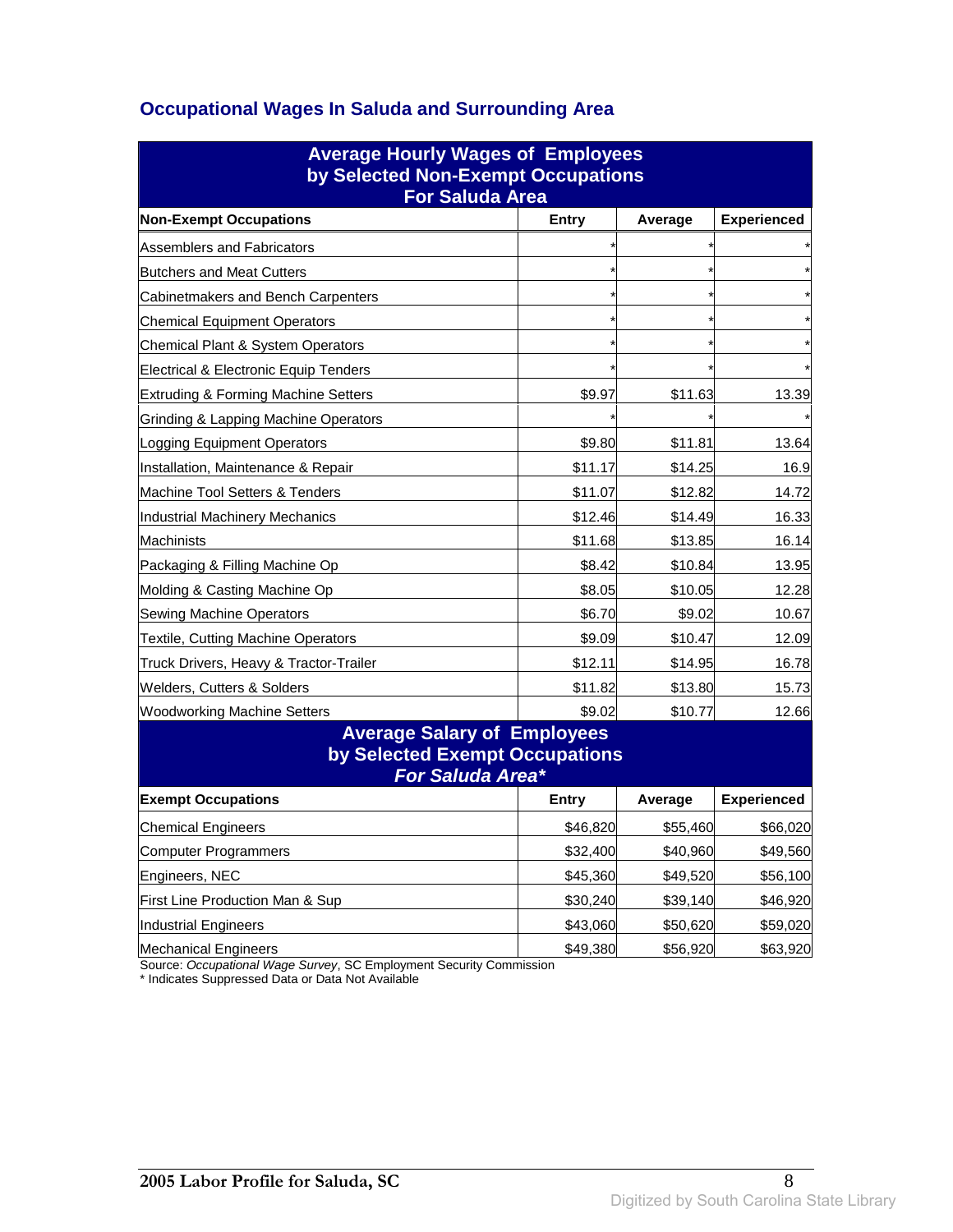## Occupational Wages In Saluda and Surrounding Area

| Average Hourly Wages of Employees by Selected Non-Exempt Occupations *For Saluda Area* | | | |
|---|---|---|---|
| **Non-Exempt Occupations** | **Entry** | **Average** | **Experienced** |
| Assemblers and Fabricators | * | * | * |
| Butchers and Meat Cutters | * | * | * |
| Cabinetmakers and Bench Carpenters | * | * | * |
| Chemical Equipment Operators | * | * | * |
| Chemical Plant & System Operators | * | * | * |
| Electrical & Electronic Equip Tenders | * | * | * |
| Extruding & Forming Machine Setters | $9.97 | $11.63 | 13.39 |
| Grinding & Lapping Machine Operators | * | * | * |
| Logging Equipment Operators | $9.80 | $11.81 | 13.64 |
| Installation, Maintenance & Repair | $11.17 | $14.25 | 16.9 |
| Machine Tool Setters & Tenders | $11.07 | $12.82 | 14.72 |
| Industrial Machinery Mechanics | $12.46 | $14.49 | 16.33 |
| Machinists | $11.68 | $13.85 | 16.14 |
| Packaging & Filling Machine Op | $8.42 | $10.84 | 13.95 |
| Molding & Casting Machine Op | $8.05 | $10.05 | 12.28 |
| Sewing Machine Operators | $6.70 | $9.02 | 10.67 |
| Textile, Cutting Machine Operators | $9.09 | $10.47 | 12.09 |
| Truck Drivers, Heavy & Tractor-Trailer | $12.11 | $14.95 | 16.78 |
| Welders, Cutters & Solders | $11.82 | $13.80 | 15.73 |
| Woodworking Machine Setters | $9.02 | $10.77 | 12.66 |

| Average Salary of Employees by Selected Exempt Occupations *For Saluda Area** | | | |
|---|---|---|---|
| **Exempt Occupations** | **Entry** | **Average** | **Experienced** |
| Chemical Engineers | $46,820 | $55,460 | $66,020 |
| Computer Programmers | $32,400 | $40,960 | $49,560 |
| Engineers, NEC | $45,360 | $49,520 | $56,100 |
| First Line Production Man & Sup | $30,240 | $39,140 | $46,920 |
| Industrial Engineers | $43,060 | $50,620 | $59,020 |
| Mechanical Engineers | $49,380 | $56,920 | $63,920 |

Source: *Occupational Wage Survey*, SC Employment Security Commission
* Indicates Suppressed Data or Data Not Available